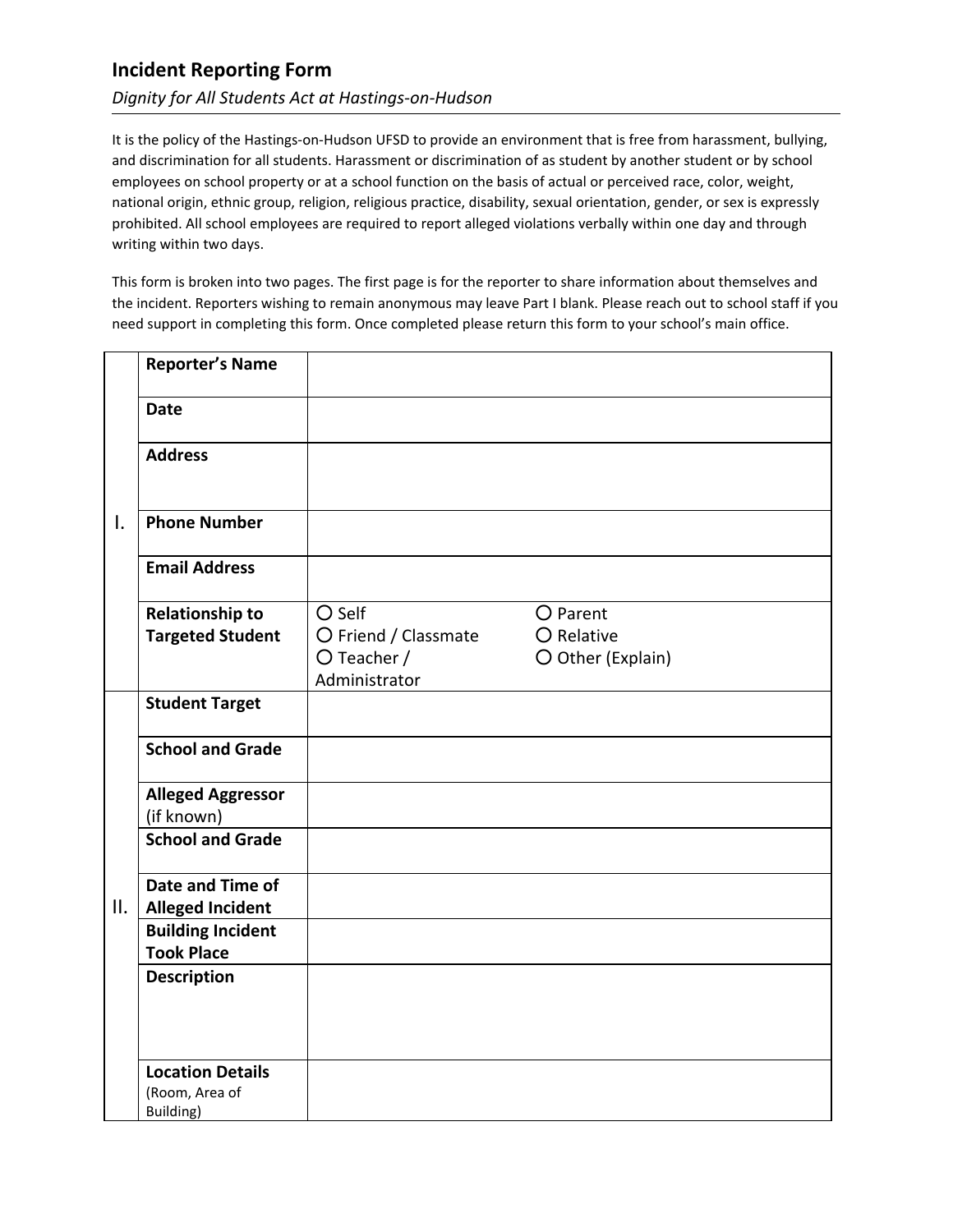# Incident Reporting Form

*Dignity for All Students Act at Hastings-on-Hudson*

It is the policy of the Hastings-on-Hudson UFSD to provide an environment that is free from harassment, bullying, and discrimination for all students. Harassment or discrimination of as student by another student or by school employees on school property or at a school function on the basis of actual or perceived race, color, weight, national origin, ethnic group, religion, religious practice, disability, sexual orientation, gender, or sex is expressly prohibited. All school employees are required to report alleged violations verbally within one day and through writing within two days.

This form is broken into two pages. The first page is for the reporter to share information about themselves and the incident. Reporters wishing to remain anonymous may leave Part I blank. Please reach out to school staff if you need support in completing this form. Once completed please return this form to your school's main office.

| | | |
|---|---|---|
| I. | **Reporter's Name** | |
| | **Date** | |
| | **Address** | |
| | **Phone Number** | |
| | **Email Address** | |
| | **Relationship to Targeted Student** | ○ Self ○ Parent ○ Friend / Classmate ○ Relative ○ Teacher / Administrator ○ Other (Explain) |
| II. | **Student Target** | |
| | **School and Grade** | |
| | **Alleged Aggressor** (if known) | |
| | **School and Grade** | |
| | **Date and Time of Alleged Incident** | |
| | **Building Incident Took Place** | |
| | **Description** | |
| | **Location Details** (Room, Area of Building) | |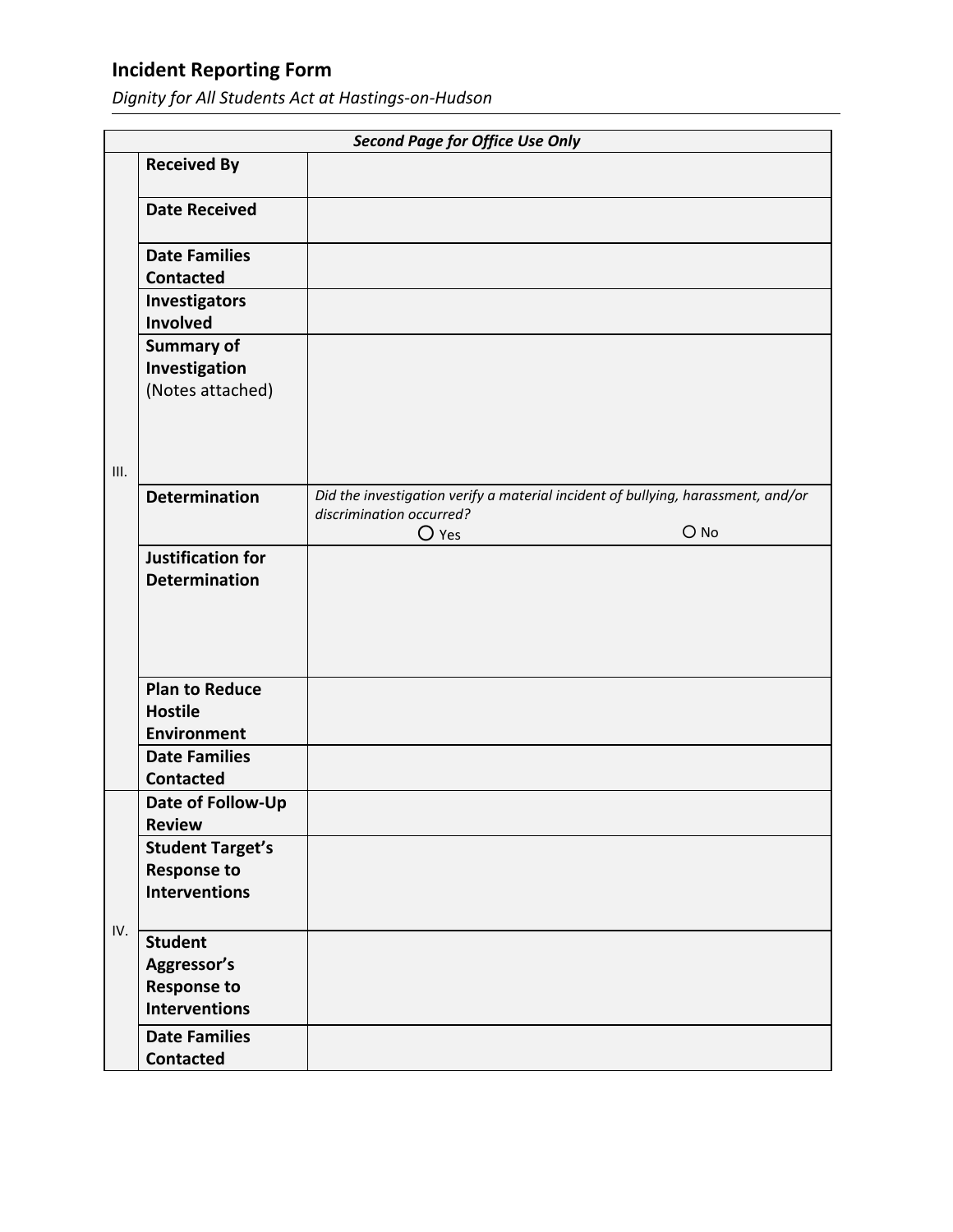## Incident Reporting Form

*Dignity for All Students Act at Hastings-on-Hudson*

| | | |
|---|---|---|
| | | ***Second Page for Office Use Only*** |
| III. | **Received By** | |
| | **Date Received** | |
| | **Date Families Contacted** | |
| | **Investigators Involved** | |
| | **Summary of Investigation** (Notes attached) | |
| | **Determination** | *Did the investigation verify a material incident of bullying, harassment, and/or discrimination occurred?* ○ Yes ○ No |
| | **Justification for Determination** | |
| | **Plan to Reduce Hostile Environment** | |
| | **Date Families Contacted** | |
| IV. | **Date of Follow-Up Review** | |
| | **Student Target's Response to Interventions** | |
| | **Student Aggressor's Response to Interventions** | |
| | **Date Families Contacted** | |